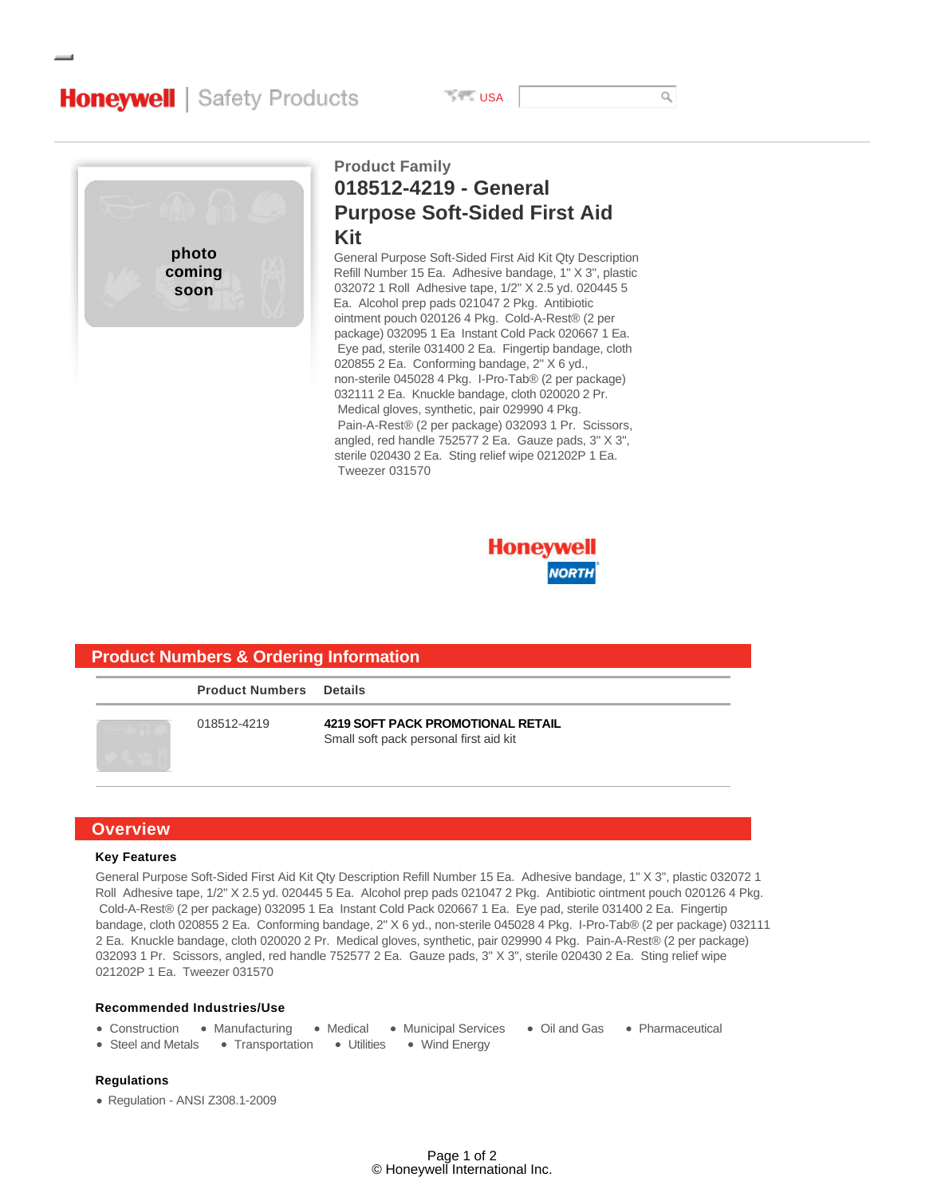Honeywell | Safety Products

USA

photo coming soon

Product Family

# 018512-4219 - General Purpose Soft-Sided First Aid Kit

General Purpose Soft-Sided First Aid Kit Qty Description Refill Number 15 Ea. Adhesive bandage, 1" X 3", plastic 032072 1 Roll Adhesive tape, 1/2" X 2.5 yd. 020445 5 Ea. Alcohol prep pads 021047 2 Pkg. Antibiotic ointment pouch 020126 4 Pkg. Cold-A-Rest® (2 per package) 032095 1 Ea Instant Cold Pack 020667 1 Ea. Eye pad, sterile 031400 2 Ea. Fingertip bandage, cloth 020855 2 Ea. Conforming bandage, 2" X 6 yd., non-sterile 045028 4 Pkg. I-Pro-Tab® (2 per package) 032111 2 Ea. Knuckle bandage, cloth 020020 2 Pr. Medical gloves, synthetic, pair 029990 4 Pkg. Pain-A-Rest® (2 per package) 032093 1 Pr. Scissors, angled, red handle 752577 2 Ea. Gauze pads, 3" X 3", sterile 020430 2 Ea. Sting relief wipe 021202P 1 Ea. Tweezer 031570

Honeywell NORTH

## Product Numbers & Ordering Information

| | Product Numbers | Details |
|---|---|---|
| | 018512-4219 | **4219 SOFT PACK PROMOTIONAL RETAIL**<br>Small soft pack personal first aid kit |

## Overview

### Key Features

General Purpose Soft-Sided First Aid Kit Qty Description Refill Number 15 Ea. Adhesive bandage, 1" X 3", plastic 032072 1 Roll Adhesive tape, 1/2" X 2.5 yd. 020445 5 Ea. Alcohol prep pads 021047 2 Pkg. Antibiotic ointment pouch 020126 4 Pkg. Cold-A-Rest® (2 per package) 032095 1 Ea Instant Cold Pack 020667 1 Ea. Eye pad, sterile 031400 2 Ea. Fingertip bandage, cloth 020855 2 Ea. Conforming bandage, 2" X 6 yd., non-sterile 045028 4 Pkg. I-Pro-Tab® (2 per package) 032111 2 Ea. Knuckle bandage, cloth 020020 2 Pr. Medical gloves, synthetic, pair 029990 4 Pkg. Pain-A-Rest® (2 per package) 032093 1 Pr. Scissors, angled, red handle 752577 2 Ea. Gauze pads, 3" X 3", sterile 020430 2 Ea. Sting relief wipe 021202P 1 Ea. Tweezer 031570

### Recommended Industries/Use

- Construction
- Manufacturing
- Medical
- Municipal Services
- Oil and Gas
- Pharmaceutical
- Steel and Metals
- Transportation
- Utilities
- Wind Energy

### Regulations

- Regulation - ANSI Z308.1-2009

© Honeywell International Inc.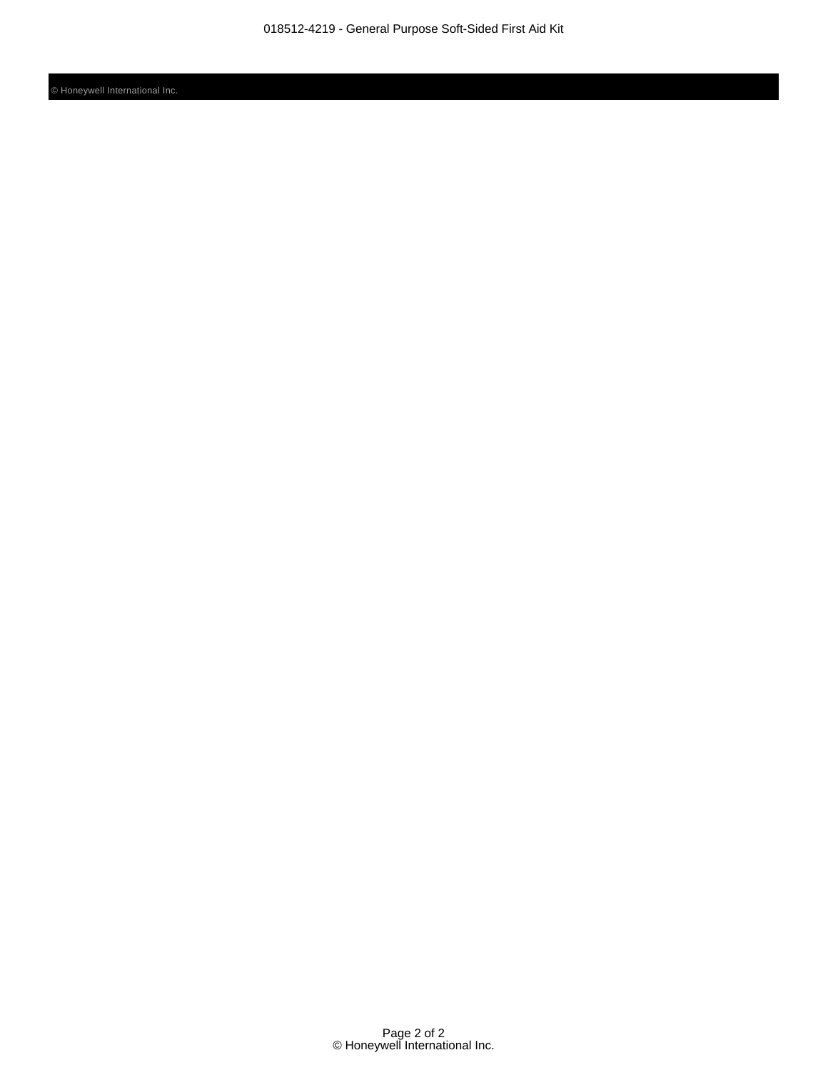© Honeywell International Inc.